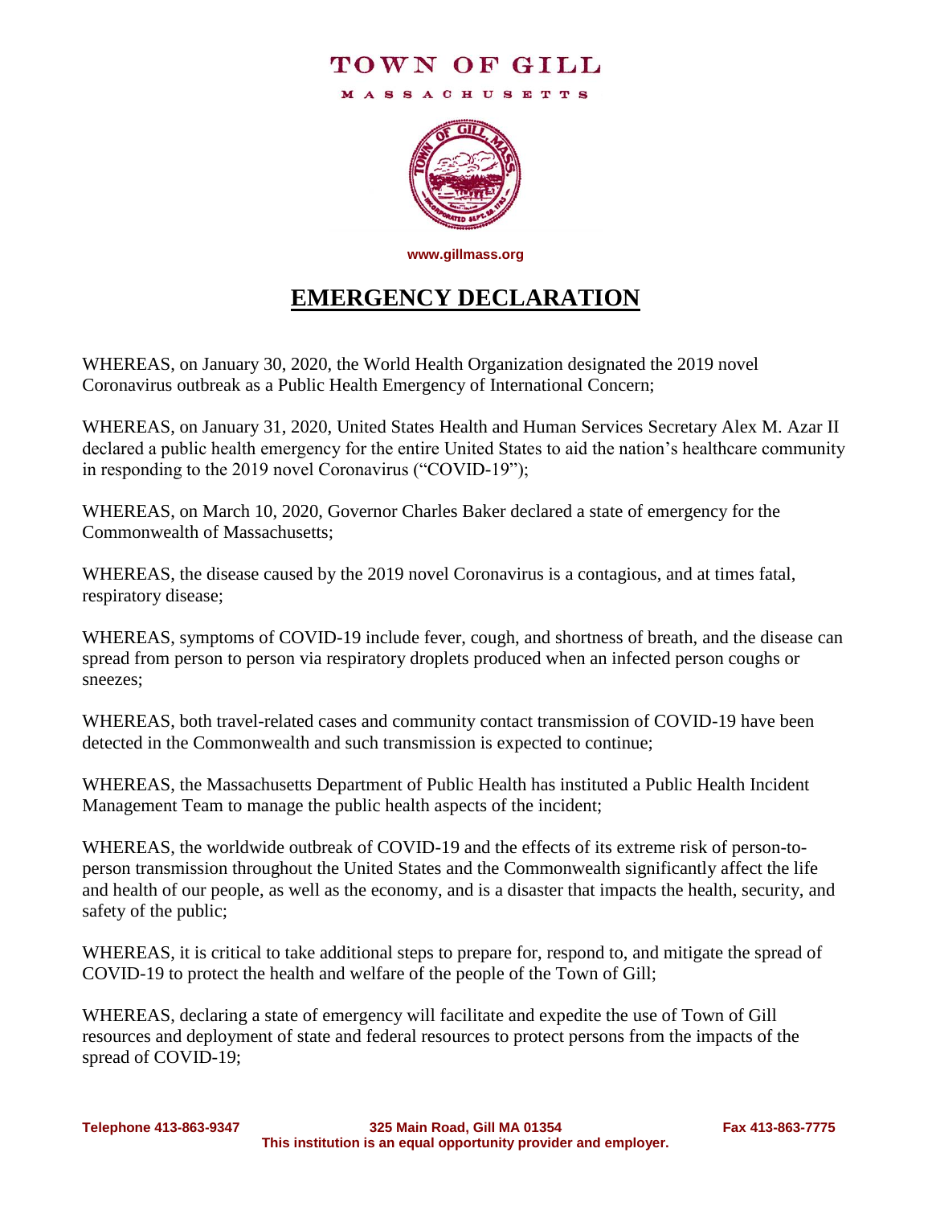# TOWN OF GILL

MASSACHUSETTS

www.gillmass.org

## EMERGENCY DECLARATION

WHEREAS, on January 30, 2020, the World Health Organization designated the 2019 novel Coronavirus outbreak as a Public Health Emergency of International Concern;

WHEREAS, on January 31, 2020, United States Health and Human Services Secretary Alex M. Azar II declared a public health emergency for the entire United States to aid the nation's healthcare community in responding to the 2019 novel Coronavirus ("COVID-19");

WHEREAS, on March 10, 2020, Governor Charles Baker declared a state of emergency for the Commonwealth of Massachusetts;

WHEREAS, the disease caused by the 2019 novel Coronavirus is a contagious, and at times fatal, respiratory disease;

WHEREAS, symptoms of COVID-19 include fever, cough, and shortness of breath, and the disease can spread from person to person via respiratory droplets produced when an infected person coughs or sneezes;

WHEREAS, both travel-related cases and community contact transmission of COVID-19 have been detected in the Commonwealth and such transmission is expected to continue;

WHEREAS, the Massachusetts Department of Public Health has instituted a Public Health Incident Management Team to manage the public health aspects of the incident;

WHEREAS, the worldwide outbreak of COVID-19 and the effects of its extreme risk of person-to-person transmission throughout the United States and the Commonwealth significantly affect the life and health of our people, as well as the economy, and is a disaster that impacts the health, security, and safety of the public;

WHEREAS, it is critical to take additional steps to prepare for, respond to, and mitigate the spread of COVID-19 to protect the health and welfare of the people of the Town of Gill;

WHEREAS, declaring a state of emergency will facilitate and expedite the use of Town of Gill resources and deployment of state and federal resources to protect persons from the impacts of the spread of COVID-19;

Telephone 413-863-9347 325 Main Road, Gill MA 01354 Fax 413-863-7775
This institution is an equal opportunity provider and employer.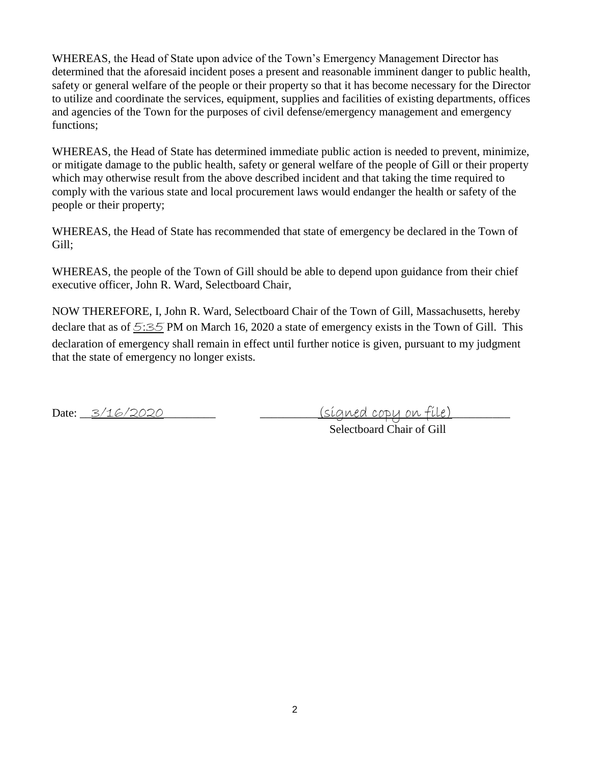WHEREAS, the Head of State upon advice of the Town's Emergency Management Director has determined that the aforesaid incident poses a present and reasonable imminent danger to public health, safety or general welfare of the people or their property so that it has become necessary for the Director to utilize and coordinate the services, equipment, supplies and facilities of existing departments, offices and agencies of the Town for the purposes of civil defense/emergency management and emergency functions;

WHEREAS, the Head of State has determined immediate public action is needed to prevent, minimize, or mitigate damage to the public health, safety or general welfare of the people of Gill or their property which may otherwise result from the above described incident and that taking the time required to comply with the various state and local procurement laws would endanger the health or safety of the people or their property;

WHEREAS, the Head of State has recommended that state of emergency be declared in the Town of Gill;

WHEREAS, the people of the Town of Gill should be able to depend upon guidance from their chief executive officer, John R. Ward, Selectboard Chair,

NOW THEREFORE, I, John R. Ward, Selectboard Chair of the Town of Gill, Massachusetts, hereby declare that as of 5:35 PM on March 16, 2020 a state of emergency exists in the Town of Gill. This declaration of emergency shall remain in effect until further notice is given, pursuant to my judgment that the state of emergency no longer exists.

Date: 3/16/2020

(signed copy on file)
Selectboard Chair of Gill